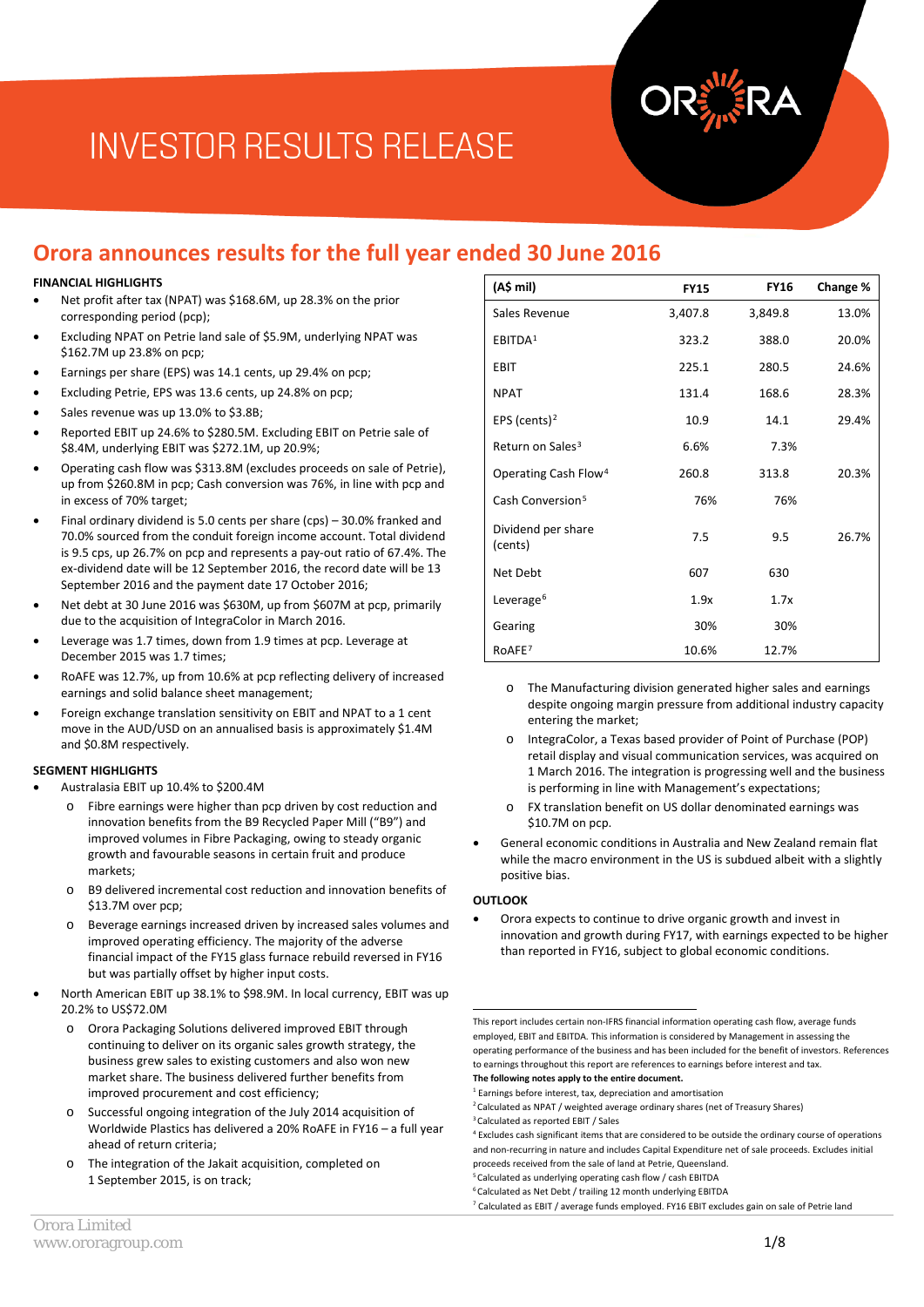# INVESTOR RESULTS RELEASE

## Orora announces results for the full year ended 30 June 2016

**FINANCIAL HIGHLIGHTS**

- Net profit after tax (NPAT) was $168.6M, up 28.3% on the prior corresponding period (pcp);
- Excluding NPAT on Petrie land sale of $5.9M, underlying NPAT was $162.7M up 23.8% on pcp;
- Earnings per share (EPS) was 14.1 cents, up 29.4% on pcp;
- Excluding Petrie, EPS was 13.6 cents, up 24.8% on pcp;
- Sales revenue was up 13.0% to $3.8B;
- Reported EBIT up 24.6% to $280.5M. Excluding EBIT on Petrie sale of $8.4M, underlying EBIT was $272.1M, up 20.9%;
- Operating cash flow was $313.8M (excludes proceeds on sale of Petrie), up from $260.8M in pcp; Cash conversion was 76%, in line with pcp and in excess of 70% target;
- Final ordinary dividend is 5.0 cents per share (cps) – 30.0% franked and 70.0% sourced from the conduit foreign income account. Total dividend is 9.5 cps, up 26.7% on pcp and represents a pay-out ratio of 67.4%. The ex-dividend date will be 12 September 2016, the record date will be 13 September 2016 and the payment date 17 October 2016;
- Net debt at 30 June 2016 was $630M, up from $607M at pcp, primarily due to the acquisition of IntegraColor in March 2016.
- Leverage was 1.7 times, down from 1.9 times at pcp. Leverage at December 2015 was 1.7 times;
- RoAFE was 12.7%, up from 10.6% at pcp reflecting delivery of increased earnings and solid balance sheet management;
- Foreign exchange translation sensitivity on EBIT and NPAT to a 1 cent move in the AUD/USD on an annualised basis is approximately $1.4M and $0.8M respectively.

**SEGMENT HIGHLIGHTS**

- Australasia EBIT up 10.4% to $200.4M
  - Fibre earnings were higher than pcp driven by cost reduction and innovation benefits from the B9 Recycled Paper Mill ("B9") and improved volumes in Fibre Packaging, owing to steady organic growth and favourable seasons in certain fruit and produce markets;
  - B9 delivered incremental cost reduction and innovation benefits of $13.7M over pcp;
  - Beverage earnings increased driven by increased sales volumes and improved operating efficiency. The majority of the adverse financial impact of the FY15 glass furnace rebuild reversed in FY16 but was partially offset by higher input costs.
- North American EBIT up 38.1% to $98.9M. In local currency, EBIT was up 20.2% to US$72.0M
  - Orora Packaging Solutions delivered improved EBIT through continuing to deliver on its organic sales growth strategy, the business grew sales to existing customers and also won new market share. The business delivered further benefits from improved procurement and cost efficiency;
  - Successful ongoing integration of the July 2014 acquisition of Worldwide Plastics has delivered a 20% RoAFE in FY16 – a full year ahead of return criteria;
  - The integration of the Jakait acquisition, completed on 1 September 2015, is on track;

| (A$ mil) | FY15 | FY16 | Change % |
|---|---|---|---|
| Sales Revenue | 3,407.8 | 3,849.8 | 13.0% |
| EBITDA[1] | 323.2 | 388.0 | 20.0% |
| EBIT | 225.1 | 280.5 | 24.6% |
| NPAT | 131.4 | 168.6 | 28.3% |
| EPS (cents)[2] | 10.9 | 14.1 | 29.4% |
| Return on Sales[3] | 6.6% | 7.3% | |
| Operating Cash Flow[4] | 260.8 | 313.8 | 20.3% |
| Cash Conversion[5] | 76% | 76% | |
| Dividend per share (cents) | 7.5 | 9.5 | 26.7% |
| Net Debt | 607 | 630 | |
| Leverage[6] | 1.9x | 1.7x | |
| Gearing | 30% | 30% | |
| RoAFE[7] | 10.6% | 12.7% | |

  - The Manufacturing division generated higher sales and earnings despite ongoing margin pressure from additional industry capacity entering the market;
  - IntegraColor, a Texas based provider of Point of Purchase (POP) retail display and visual communication services, was acquired on 1 March 2016. The integration is progressing well and the business is performing in line with Management's expectations;
  - FX translation benefit on US dollar denominated earnings was $10.7M on pcp.
- General economic conditions in Australia and New Zealand remain flat while the macro environment in the US is subdued albeit with a slightly positive bias.

**OUTLOOK**

- Orora expects to continue to drive organic growth and invest in innovation and growth during FY17, with earnings expected to be higher than reported in FY16, subject to global economic conditions.

---

This report includes certain non-IFRS financial information operating cash flow, average funds employed, EBIT and EBITDA. This information is considered by Management in assessing the operating performance of the business and has been included for the benefit of investors. References to earnings throughout this report are references to earnings before interest and tax.

**The following notes apply to the entire document.**

[1] Earnings before interest, tax, depreciation and amortisation
[2] Calculated as NPAT / weighted average ordinary shares (net of Treasury Shares)
[3] Calculated as reported EBIT / Sales
[4] Excludes cash significant items that are considered to be outside the ordinary course of operations and non-recurring in nature and includes Capital Expenditure net of sale proceeds. Excludes initial proceeds received from the sale of land at Petrie, Queensland.
[5] Calculated as underlying operating cash flow / cash EBITDA
[6] Calculated as Net Debt / trailing 12 month underlying EBITDA
[7] Calculated as EBIT / average funds employed. FY16 EBIT excludes gain on sale of Petrie land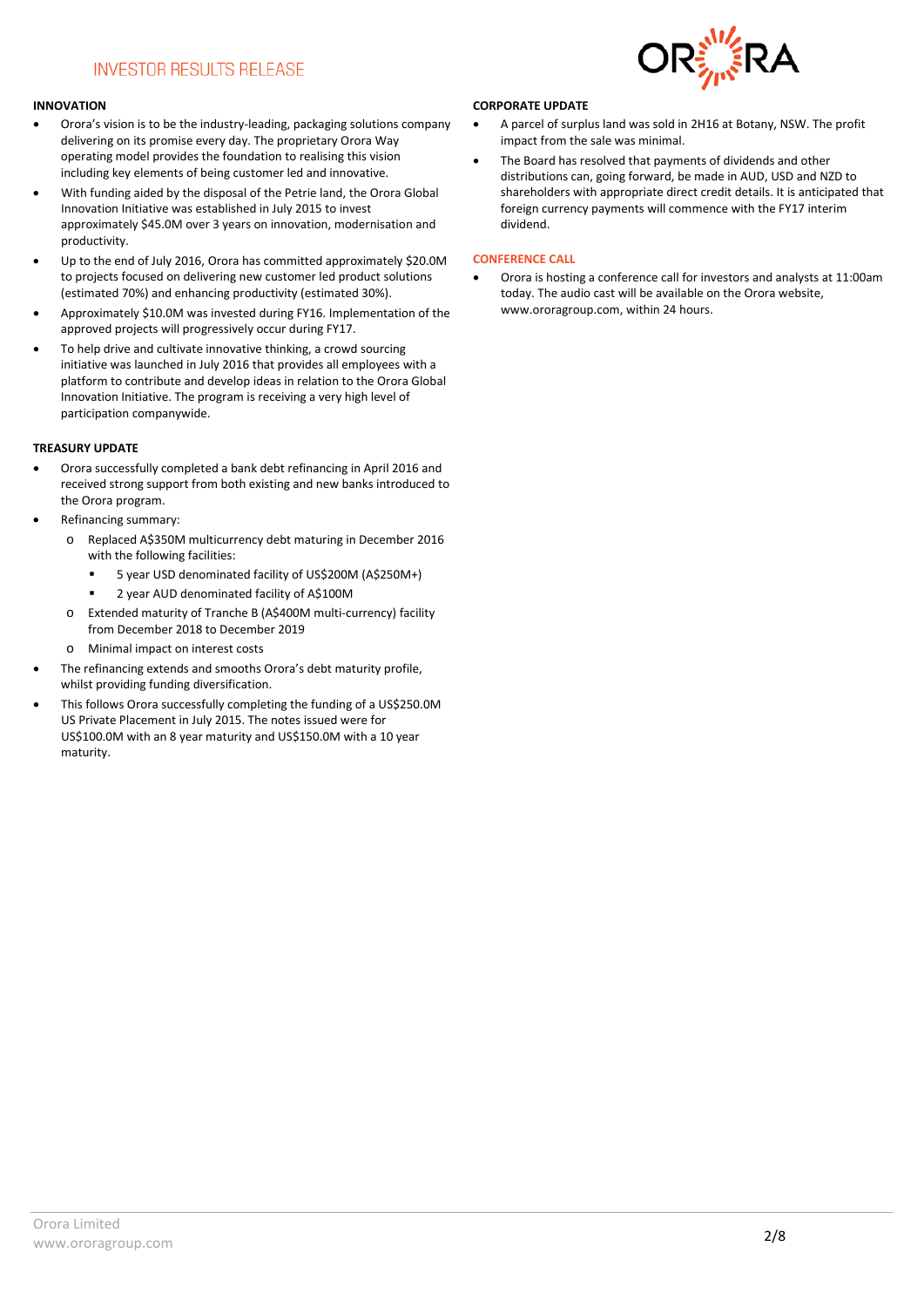## INNOVATION

- Orora's vision is to be the industry-leading, packaging solutions company delivering on its promise every day. The proprietary Orora Way operating model provides the foundation to realising this vision including key elements of being customer led and innovative.
- With funding aided by the disposal of the Petrie land, the Orora Global Innovation Initiative was established in July 2015 to invest approximately $45.0M over 3 years on innovation, modernisation and productivity.
- Up to the end of July 2016, Orora has committed approximately $20.0M to projects focused on delivering new customer led product solutions (estimated 70%) and enhancing productivity (estimated 30%).
- Approximately $10.0M was invested during FY16. Implementation of the approved projects will progressively occur during FY17.
- To help drive and cultivate innovative thinking, a crowd sourcing initiative was launched in July 2016 that provides all employees with a platform to contribute and develop ideas in relation to the Orora Global Innovation Initiative. The program is receiving a very high level of participation companywide.

## TREASURY UPDATE

- Orora successfully completed a bank debt refinancing in April 2016 and received strong support from both existing and new banks introduced to the Orora program.
- Refinancing summary:
  - Replaced A$350M multicurrency debt maturing in December 2016 with the following facilities:
    - 5 year USD denominated facility of US$200M (A$250M+)
    - 2 year AUD denominated facility of A$100M
  - Extended maturity of Tranche B (A$400M multi-currency) facility from December 2018 to December 2019
  - Minimal impact on interest costs
- The refinancing extends and smooths Orora's debt maturity profile, whilst providing funding diversification.
- This follows Orora successfully completing the funding of a US$250.0M US Private Placement in July 2015. The notes issued were for US$100.0M with an 8 year maturity and US$150.0M with a 10 year maturity.

## CORPORATE UPDATE

- A parcel of surplus land was sold in 2H16 at Botany, NSW. The profit impact from the sale was minimal.
- The Board has resolved that payments of dividends and other distributions can, going forward, be made in AUD, USD and NZD to shareholders with appropriate direct credit details. It is anticipated that foreign currency payments will commence with the FY17 interim dividend.

## CONFERENCE CALL

- Orora is hosting a conference call for investors and analysts at 11:00am today. The audio cast will be available on the Orora website, www.ororagroup.com, within 24 hours.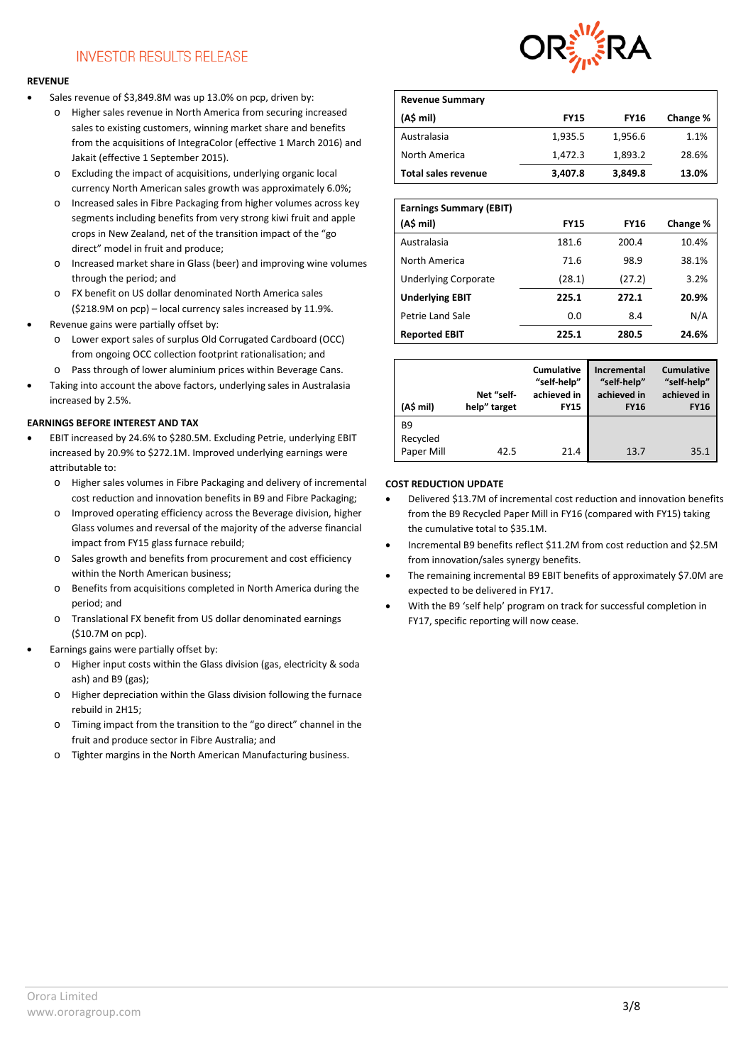## INVESTOR RESULTS RELEASE

### REVENUE

- Sales revenue of $3,849.8M was up 13.0% on pcp, driven by:
  - Higher sales revenue in North America from securing increased sales to existing customers, winning market share and benefits from the acquisitions of IntegraColor (effective 1 March 2016) and Jakait (effective 1 September 2015).
  - Excluding the impact of acquisitions, underlying organic local currency North American sales growth was approximately 6.0%;
  - Increased sales in Fibre Packaging from higher volumes across key segments including benefits from very strong kiwi fruit and apple crops in New Zealand, net of the transition impact of the "go direct" model in fruit and produce;
  - Increased market share in Glass (beer) and improving wine volumes through the period; and
  - FX benefit on US dollar denominated North America sales ($218.9M on pcp) – local currency sales increased by 11.9%.
- Revenue gains were partially offset by:
  - Lower export sales of surplus Old Corrugated Cardboard (OCC) from ongoing OCC collection footprint rationalisation; and
  - Pass through of lower aluminium prices within Beverage Cans.
- Taking into account the above factors, underlying sales in Australasia increased by 2.5%.

### EARNINGS BEFORE INTEREST AND TAX

- EBIT increased by 24.6% to $280.5M. Excluding Petrie, underlying EBIT increased by 20.9% to $272.1M. Improved underlying earnings were attributable to:
  - Higher sales volumes in Fibre Packaging and delivery of incremental cost reduction and innovation benefits in B9 and Fibre Packaging;
  - Improved operating efficiency across the Beverage division, higher Glass volumes and reversal of the majority of the adverse financial impact from FY15 glass furnace rebuild;
  - Sales growth and benefits from procurement and cost efficiency within the North American business;
  - Benefits from acquisitions completed in North America during the period; and
  - Translational FX benefit from US dollar denominated earnings ($10.7M on pcp).
- Earnings gains were partially offset by:
  - Higher input costs within the Glass division (gas, electricity & soda ash) and B9 (gas);
  - Higher depreciation within the Glass division following the furnace rebuild in 2H15;
  - Timing impact from the transition to the "go direct" channel in the fruit and produce sector in Fibre Australia; and
  - Tighter margins in the North American Manufacturing business.

| Revenue Summary (A$ mil) | FY15 | FY16 | Change % |
|---|---|---|---|
| Australasia | 1,935.5 | 1,956.6 | 1.1% |
| North America | 1,472.3 | 1,893.2 | 28.6% |
| **Total sales revenue** | **3,407.8** | **3,849.8** | **13.0%** |

| Earnings Summary (EBIT) (A$ mil) | FY15 | FY16 | Change % |
|---|---|---|---|
| Australasia | 181.6 | 200.4 | 10.4% |
| North America | 71.6 | 98.9 | 38.1% |
| Underlying Corporate | (28.1) | (27.2) | 3.2% |
| **Underlying EBIT** | **225.1** | **272.1** | **20.9%** |
| Petrie Land Sale | 0.0 | 8.4 | N/A |
| **Reported EBIT** | **225.1** | **280.5** | **24.6%** |

| (A$ mil) | Net "self-help" target | Cumulative "self-help" achieved in FY15 | Incremental "self-help" achieved in FY16 | Cumulative "self-help" achieved in FY16 |
|---|---|---|---|---|
| B9 Recycled Paper Mill | 42.5 | 21.4 | 13.7 | 35.1 |

### COST REDUCTION UPDATE

- Delivered $13.7M of incremental cost reduction and innovation benefits from the B9 Recycled Paper Mill in FY16 (compared with FY15) taking the cumulative total to $35.1M.
- Incremental B9 benefits reflect $11.2M from cost reduction and $2.5M from innovation/sales synergy benefits.
- The remaining incremental B9 EBIT benefits of approximately $7.0M are expected to be delivered in FY17.
- With the B9 'self help' program on track for successful completion in FY17, specific reporting will now cease.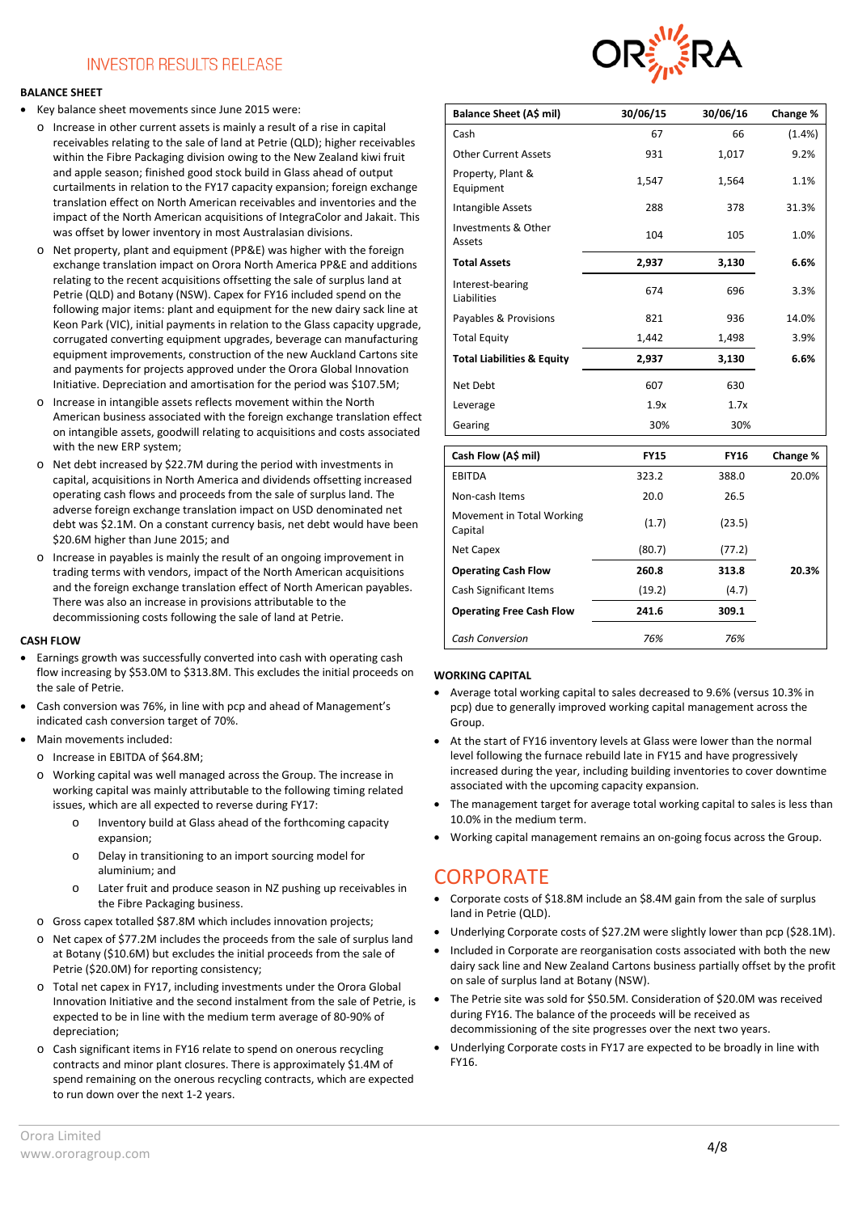INVESTOR RESULTS RELEASE

**BALANCE SHEET**

- Key balance sheet movements since June 2015 were:
  - Increase in other current assets is mainly a result of a rise in capital receivables relating to the sale of land at Petrie (QLD); higher receivables within the Fibre Packaging division owing to the New Zealand kiwi fruit and apple season; finished good stock build in Glass ahead of output curtailments in FY17 capacity expansion; foreign exchange translation effect on North American receivables and inventories and the impact of the North American acquisitions of IntegraColor and Jakait. This was offset by lower inventory in most Australasian divisions.
  - Net property, plant and equipment (PP&E) was higher with the foreign exchange translation impact on Orora North America PP&E and additions relating to the recent acquisitions offsetting the sale of surplus land at Petrie (QLD) and Botany (NSW). Capex for FY16 included spend on the following major items: plant and equipment for the new dairy sack line at Keon Park (VIC), initial payments in relation to the Glass capacity upgrade, corrugated converting equipment upgrades, beverage can manufacturing equipment improvements, construction of the new Auckland Cartons site and payments for projects approved under the Orora Global Innovation Initiative. Depreciation and amortisation for the period was $107.5M;
  - Increase in intangible assets reflects movement within the North American business associated with the foreign exchange translation effect on intangible assets, goodwill relating to acquisitions and costs associated with the new ERP system;
  - Net debt increased by $22.7M during the period with investments in capital, acquisitions in North America and dividends offsetting increased operating cash flows and proceeds from the sale of surplus land. The adverse foreign exchange translation impact on USD denominated net debt was $2.1M. On a constant currency basis, net debt would have been $20.6M higher than June 2015; and
  - Increase in payables is mainly the result of an ongoing improvement in trading terms with vendors, impact of the North American acquisitions and the foreign exchange translation effect of North American payables. There was also an increase in provisions attributable to the decommissioning costs following the sale of land at Petrie.

| Balance Sheet (A$ mil) | 30/06/15 | 30/06/16 | Change % |
|---|---|---|---|
| Cash | 67 | 66 | (1.4%) |
| Other Current Assets | 931 | 1,017 | 9.2% |
| Property, Plant & Equipment | 1,547 | 1,564 | 1.1% |
| Intangible Assets | 288 | 378 | 31.3% |
| Investments & Other Assets | 104 | 105 | 1.0% |
| **Total Assets** | **2,937** | **3,130** | **6.6%** |
| Interest-bearing Liabilities | 674 | 696 | 3.3% |
| Payables & Provisions | 821 | 936 | 14.0% |
| Total Equity | 1,442 | 1,498 | 3.9% |
| **Total Liabilities & Equity** | **2,937** | **3,130** | **6.6%** |
| Net Debt | 607 | 630 | |
| Leverage | 1.9x | 1.7x | |
| Gearing | 30% | 30% | |

| Cash Flow (A$ mil) | FY15 | FY16 | Change % |
|---|---|---|---|
| EBITDA | 323.2 | 388.0 | 20.0% |
| Non-cash Items | 20.0 | 26.5 | |
| Movement in Total Working Capital | (1.7) | (23.5) | |
| Net Capex | (80.7) | (77.2) | |
| **Operating Cash Flow** | **260.8** | **313.8** | **20.3%** |
| Cash Significant Items | (19.2) | (4.7) | |
| **Operating Free Cash Flow** | **241.6** | **309.1** | |
| *Cash Conversion* | *76%* | *76%* | |

**CASH FLOW**

- Earnings growth was successfully converted into cash with operating cash flow increasing by $53.0M to $313.8M. This excludes the initial proceeds on the sale of Petrie.
- Cash conversion was 76%, in line with pcp and ahead of Management's indicated cash conversion target of 70%.
- Main movements included:
  - Increase in EBITDA of $64.8M;
  - Working capital was well managed across the Group. The increase in working capital was mainly attributable to the following timing related issues, which are all expected to reverse during FY17:
    - Inventory build at Glass ahead of the forthcoming capacity expansion;
    - Delay in transitioning to an import sourcing model for aluminium; and
    - Later fruit and produce season in NZ pushing up receivables in the Fibre Packaging business.
  - Gross capex totalled $87.8M which includes innovation projects;
  - Net capex of $77.2M includes the proceeds from the sale of surplus land at Botany ($10.6M) but excludes the initial proceeds from the sale of Petrie ($20.0M) for reporting consistency;
  - Total net capex in FY17, including investments under the Orora Global Innovation Initiative and the second instalment from the sale of Petrie, is expected to be in line with the medium term average of 80-90% of depreciation;
  - Cash significant items in FY16 relate to spend on onerous recycling contracts and minor plant closures. There is approximately $1.4M of spend remaining on the onerous recycling contracts, which are expected to run down over the next 1-2 years.

**WORKING CAPITAL**

- Average total working capital to sales decreased to 9.6% (versus 10.3% in pcp) due to generally improved working capital management across the Group.
- At the start of FY16 inventory levels at Glass were lower than the normal level following the furnace rebuild late in FY15 and have progressively increased during the year, including building inventories to cover downtime associated with the upcoming capacity expansion.
- The management target for average total working capital to sales is less than 10.0% in the medium term.
- Working capital management remains an on-going focus across the Group.

## CORPORATE

- Corporate costs of $18.8M include an $8.4M gain from the sale of surplus land in Petrie (QLD).
- Underlying Corporate costs of $27.2M were slightly lower than pcp ($28.1M).
- Included in Corporate are reorganisation costs associated with both the new dairy sack line and New Zealand Cartons business partially offset by the profit on sale of surplus land at Botany (NSW).
- The Petrie site was sold for $50.5M. Consideration of $20.0M was received during FY16. The balance of the proceeds will be received as decommissioning of the site progresses over the next two years.
- Underlying Corporate costs in FY17 are expected to be broadly in line with FY16.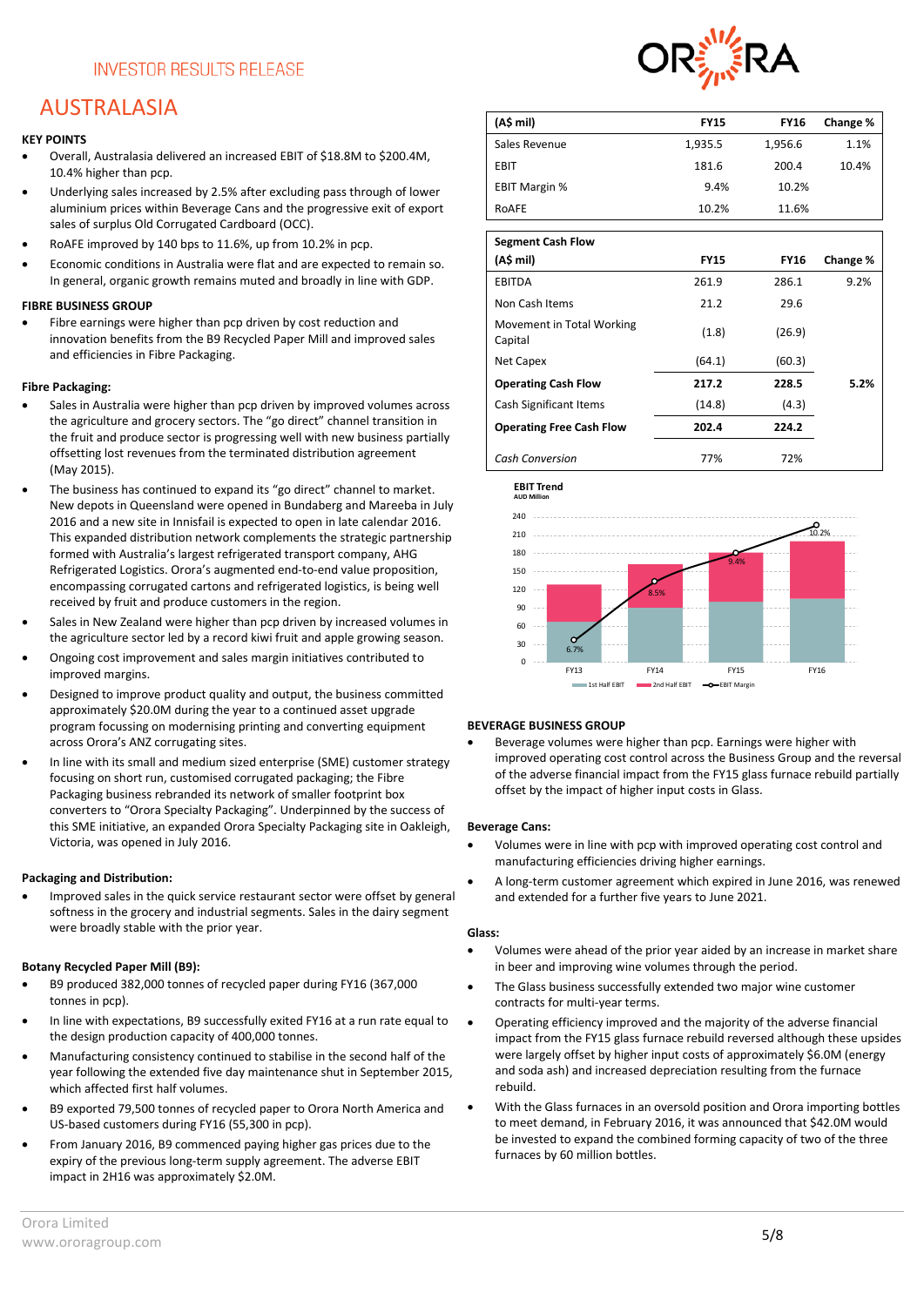INVESTOR RESULTS RELEASE

# AUSTRALASIA

### KEY POINTS

- Overall, Australasia delivered an increased EBIT of $18.8M to $200.4M, 10.4% higher than pcp.
- Underlying sales increased by 2.5% after excluding pass through of lower aluminium prices within Beverage Cans and the progressive exit of export sales of surplus Old Corrugated Cardboard (OCC).
- RoAFE improved by 140 bps to 11.6%, up from 10.2% in pcp.
- Economic conditions in Australia were flat and are expected to remain so. In general, organic growth remains muted and broadly in line with GDP.

| (A$ mil) | FY15 | FY16 | Change % |
|---|---|---|---|
| Sales Revenue | 1,935.5 | 1,956.6 | 1.1% |
| EBIT | 181.6 | 200.4 | 10.4% |
| EBIT Margin % | 9.4% | 10.2% | |
| RoAFE | 10.2% | 11.6% | |

| Segment Cash Flow (A$ mil) | FY15 | FY16 | Change % |
|---|---|---|---|
| EBITDA | 261.9 | 286.1 | 9.2% |
| Non Cash Items | 21.2 | 29.6 | |
| Movement in Total Working Capital | (1.8) | (26.9) | |
| Net Capex | (64.1) | (60.3) | |
| **Operating Cash Flow** | **217.2** | **228.5** | **5.2%** |
| Cash Significant Items | (14.8) | (4.3) | |
| **Operating Free Cash Flow** | **202.4** | **224.2** | |
| *Cash Conversion* | 77% | 72% | |

**EBIT Trend**
AUD Million

| | FY13 | FY14 | FY15 | FY16 |
|---|---|---|---|---|
| EBIT Margin | 6.7% | 8.5% | 9.4% | 10.2% |

Legend: 1st Half EBIT, 2nd Half EBIT, EBIT Margin

### FIBRE BUSINESS GROUP

- Fibre earnings were higher than pcp driven by cost reduction and innovation benefits from the B9 Recycled Paper Mill and improved sales and efficiencies in Fibre Packaging.

#### Fibre Packaging:

- Sales in Australia were higher than pcp driven by improved volumes across the agriculture and grocery sectors. The "go direct" channel transition in the fruit and produce sector is progressing well with new business partially offsetting lost revenues from the terminated distribution agreement (May 2015).
- The business has continued to expand its "go direct" channel to market. New depots in Queensland were opened in Bundaberg and Mareeba in July 2016 and a new site in Innisfail is expected to open in late calendar 2016. This expanded distribution network complements the strategic partnership formed with Australia's largest refrigerated transport company, AHG Refrigerated Logistics. Orora's augmented end-to-end value proposition, encompassing corrugated cartons and refrigerated logistics, is being well received by fruit and produce customers in the region.
- Sales in New Zealand were higher than pcp driven by increased volumes in the agriculture sector led by a record kiwi fruit and apple growing season.
- Ongoing cost improvement and sales margin initiatives contributed to improved margins.
- Designed to improve product quality and output, the business committed approximately $20.0M during the year to a continued asset upgrade program focussing on modernising printing and converting equipment across Orora's ANZ corrugating sites.
- In line with its small and medium sized enterprise (SME) customer strategy focusing on short run, customised corrugated packaging; the Fibre Packaging business rebranded its network of smaller footprint box converters to "Orora Specialty Packaging". Underpinned by the success of this SME initiative, an expanded Orora Specialty Packaging site in Oakleigh, Victoria, was opened in July 2016.

#### Packaging and Distribution:

- Improved sales in the quick service restaurant sector were offset by general softness in the grocery and industrial segments. Sales in the dairy segment were broadly stable with the prior year.

#### Botany Recycled Paper Mill (B9):

- B9 produced 382,000 tonnes of recycled paper during FY16 (367,000 tonnes in pcp).
- In line with expectations, B9 successfully exited FY16 at a run rate equal to the design production capacity of 400,000 tonnes.
- Manufacturing consistency continued to stabilise in the second half of the year following the extended five day maintenance shut in September 2015, which affected first half volumes.
- B9 exported 79,500 tonnes of recycled paper to Orora North America and US-based customers during FY16 (55,300 in pcp).
- From January 2016, B9 commenced paying higher gas prices due to the expiry of the previous long-term supply agreement. The adverse EBIT impact in 2H16 was approximately $2.0M.

### BEVERAGE BUSINESS GROUP

- Beverage volumes were higher than pcp. Earnings were higher with improved operating cost control across the Business Group and the reversal of the adverse financial impact from the FY15 glass furnace rebuild partially offset by the impact of higher input costs in Glass.

#### Beverage Cans:

- Volumes were in line with pcp with improved operating cost control and manufacturing efficiencies driving higher earnings.
- A long-term customer agreement which expired in June 2016, was renewed and extended for a further five years to June 2021.

#### Glass:

- Volumes were ahead of the prior year aided by an increase in market share in beer and improving wine volumes through the period.
- The Glass business successfully extended two major wine customer contracts for multi-year terms.
- Operating efficiency improved and the majority of the adverse financial impact from the FY15 glass furnace rebuild reversed although these upsides were largely offset by higher input costs of approximately $6.0M (energy and soda ash) and increased depreciation resulting from the furnace rebuild.
- With the Glass furnaces in an oversold position and Orora importing bottles to meet demand, in February 2016, it was announced that $42.0M would be invested to expand the combined forming capacity of two of the three furnaces by 60 million bottles.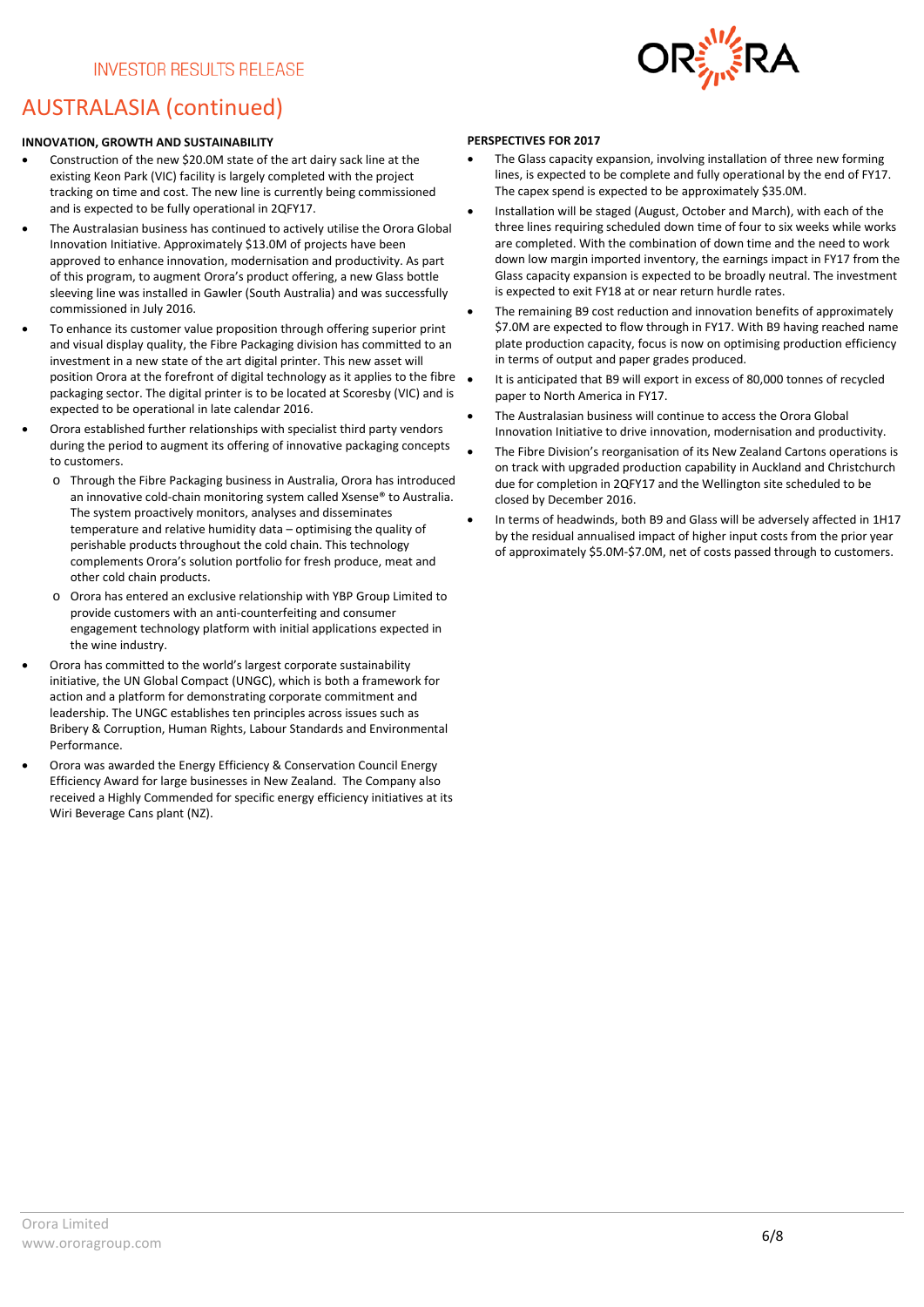# AUSTRALASIA (continued)

**INNOVATION, GROWTH AND SUSTAINABILITY**

- Construction of the new $20.0M state of the art dairy sack line at the existing Keon Park (VIC) facility is largely completed with the project tracking on time and cost. The new line is currently being commissioned and is expected to be fully operational in 2QFY17.
- The Australasian business has continued to actively utilise the Orora Global Innovation Initiative. Approximately $13.0M of projects have been approved to enhance innovation, modernisation and productivity. As part of this program, to augment Orora's product offering, a new Glass bottle sleeving line was installed in Gawler (South Australia) and was successfully commissioned in July 2016.
- To enhance its customer value proposition through offering superior print and visual display quality, the Fibre Packaging division has committed to an investment in a new state of the art digital printer. This new asset will position Orora at the forefront of digital technology as it applies to the fibre packaging sector. The digital printer is to be located at Scoresby (VIC) and is expected to be operational in late calendar 2016.
- Orora established further relationships with specialist third party vendors during the period to augment its offering of innovative packaging concepts to customers.
  - Through the Fibre Packaging business in Australia, Orora has introduced an innovative cold-chain monitoring system called Xsense® to Australia. The system proactively monitors, analyses and disseminates temperature and relative humidity data – optimising the quality of perishable products throughout the cold chain. This technology complements Orora's solution portfolio for fresh produce, meat and other cold chain products.
  - Orora has entered an exclusive relationship with YBP Group Limited to provide customers with an anti-counterfeiting and consumer engagement technology platform with initial applications expected in the wine industry.
- Orora has committed to the world's largest corporate sustainability initiative, the UN Global Compact (UNGC), which is both a framework for action and a platform for demonstrating corporate commitment and leadership. The UNGC establishes ten principles across issues such as Bribery & Corruption, Human Rights, Labour Standards and Environmental Performance.
- Orora was awarded the Energy Efficiency & Conservation Council Energy Efficiency Award for large businesses in New Zealand. The Company also received a Highly Commended for specific energy efficiency initiatives at its Wiri Beverage Cans plant (NZ).

**PERSPECTIVES FOR 2017**

- The Glass capacity expansion, involving installation of three new forming lines, is expected to be complete and fully operational by the end of FY17. The capex spend is expected to be approximately $35.0M.
- Installation will be staged (August, October and March), with each of the three lines requiring scheduled down time of four to six weeks while works are completed. With the combination of down time and the need to work down low margin imported inventory, the earnings impact in FY17 from the Glass capacity expansion is expected to be broadly neutral. The investment is expected to exit FY18 at or near return hurdle rates.
- The remaining B9 cost reduction and innovation benefits of approximately $7.0M are expected to flow through in FY17. With B9 having reached name plate production capacity, focus is now on optimising production efficiency in terms of output and paper grades produced.
- It is anticipated that B9 will export in excess of 80,000 tonnes of recycled paper to North America in FY17.
- The Australasian business will continue to access the Orora Global Innovation Initiative to drive innovation, modernisation and productivity.
- The Fibre Division's reorganisation of its New Zealand Cartons operations is on track with upgraded production capability in Auckland and Christchurch due for completion in 2QFY17 and the Wellington site scheduled to be closed by December 2016.
- In terms of headwinds, both B9 and Glass will be adversely affected in 1H17 by the residual annualised impact of higher input costs from the prior year of approximately $5.0M-$7.0M, net of costs passed through to customers.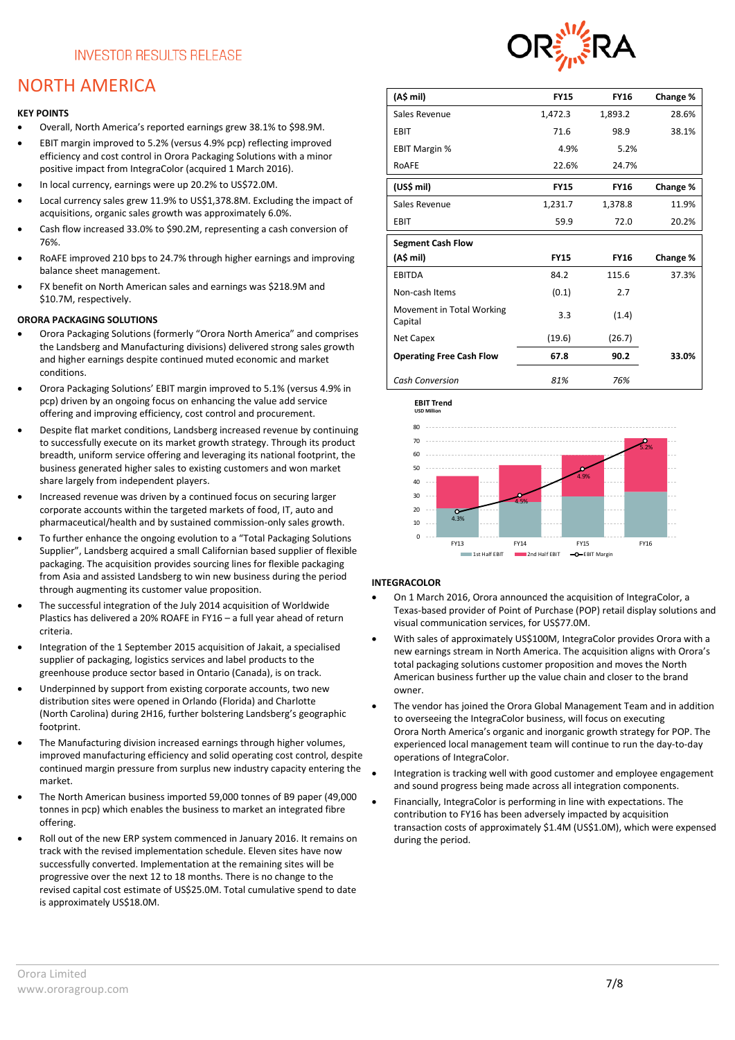INVESTOR RESULTS RELEASE

# NORTH AMERICA

### KEY POINTS

- Overall, North America's reported earnings grew 38.1% to $98.9M.
- EBIT margin improved to 5.2% (versus 4.9% pcp) reflecting improved efficiency and cost control in Orora Packaging Solutions with a minor positive impact from IntegraColor (acquired 1 March 2016).
- In local currency, earnings were up 20.2% to US$72.0M.
- Local currency sales grew 11.9% to US$1,378.8M. Excluding the impact of acquisitions, organic sales growth was approximately 6.0%.
- Cash flow increased 33.0% to $90.2M, representing a cash conversion of 76%.
- RoAFE improved 210 bps to 24.7% through higher earnings and improving balance sheet management.
- FX benefit on North American sales and earnings was $218.9M and $10.7M, respectively.

| (A$ mil) | FY15 | FY16 | Change % |
|---|---|---|---|
| Sales Revenue | 1,472.3 | 1,893.2 | 28.6% |
| EBIT | 71.6 | 98.9 | 38.1% |
| EBIT Margin % | 4.9% | 5.2% | |
| RoAFE | 22.6% | 24.7% | |

| (US$ mil) | FY15 | FY16 | Change % |
|---|---|---|---|
| Sales Revenue | 1,231.7 | 1,378.8 | 11.9% |
| EBIT | 59.9 | 72.0 | 20.2% |

| Segment Cash Flow (A$ mil) | FY15 | FY16 | Change % |
|---|---|---|---|
| EBITDA | 84.2 | 115.6 | 37.3% |
| Non-cash Items | (0.1) | 2.7 | |
| Movement in Total Working Capital | 3.3 | (1.4) | |
| Net Capex | (19.6) | (26.7) | |
| **Operating Free Cash Flow** | **67.8** | **90.2** | **33.0%** |
| *Cash Conversion* | *81%* | *76%* | |

**EBIT Trend**
USD Million

(Chart: 1st Half EBIT, 2nd Half EBIT, EBIT Margin — FY13 4.3%, FY14 4.5%, FY15 4.9%, FY16 5.2%)

### ORORA PACKAGING SOLUTIONS

- Orora Packaging Solutions (formerly "Orora North America" and comprises the Landsberg and Manufacturing divisions) delivered strong sales growth and higher earnings despite continued muted economic and market conditions.
- Orora Packaging Solutions' EBIT margin improved to 5.1% (versus 4.9% in pcp) driven by an ongoing focus on enhancing the value add service offering and improving efficiency, cost control and procurement.
- Despite flat market conditions, Landsberg increased revenue by continuing to successfully execute on its market growth strategy. Through its product breadth, uniform service offering and leveraging its national footprint, the business generated higher sales to existing customers and won market share largely from independent players.
- Increased revenue was driven by a continued focus on securing larger corporate accounts within the targeted markets of food, IT, auto and pharmaceutical/health and by sustained commission-only sales growth.
- To further enhance the ongoing evolution to a "Total Packaging Solutions Supplier", Landsberg acquired a small Californian based supplier of flexible packaging. The acquisition provides sourcing lines for flexible packaging from Asia and assisted Landsberg to win new business during the period through augmenting its customer value proposition.
- The successful integration of the July 2014 acquisition of Worldwide Plastics has delivered a 20% ROAFE in FY16 – a full year ahead of return criteria.
- Integration of the 1 September 2015 acquisition of Jakait, a specialised supplier of packaging, logistics services and label products to the greenhouse produce sector based in Ontario (Canada), is on track.
- Underpinned by support from existing corporate accounts, two new distribution sites were opened in Orlando (Florida) and Charlotte (North Carolina) during 2H16, further bolstering Landsberg's geographic footprint.
- The Manufacturing division increased earnings through higher volumes, improved manufacturing efficiency and solid operating cost control, despite continued margin pressure from surplus new industry capacity entering the market.
- The North American business imported 59,000 tonnes of B9 paper (49,000 tonnes in pcp) which enables the business to market an integrated fibre offering.
- Roll out of the new ERP system commenced in January 2016. It remains on track with the revised implementation schedule. Eleven sites have now successfully converted. Implementation at the remaining sites will be progressive over the next 12 to 18 months. There is no change to the revised capital cost estimate of US$25.0M. Total cumulative spend to date is approximately US$18.0M.

### INTEGRACOLOR

- On 1 March 2016, Orora announced the acquisition of IntegraColor, a Texas-based provider of Point of Purchase (POP) retail display solutions and visual communication services, for US$77.0M.
- With sales of approximately US$100M, IntegraColor provides Orora with a new earnings stream in North America. The acquisition aligns with Orora's total packaging solutions customer proposition and moves the North American business further up the value chain and closer to the brand owner.
- The vendor has joined the Orora Global Management Team and in addition to overseeing the IntegraColor business, will focus on executing Orora North America's organic and inorganic growth strategy for POP. The experienced local management team will continue to run the day-to-day operations of IntegraColor.
- Integration is tracking well with good customer and employee engagement and sound progress being made across all integration components.
- Financially, IntegraColor is performing in line with expectations. The contribution to FY16 has been adversely impacted by acquisition transaction costs of approximately $1.4M (US$1.0M), which were expensed during the period.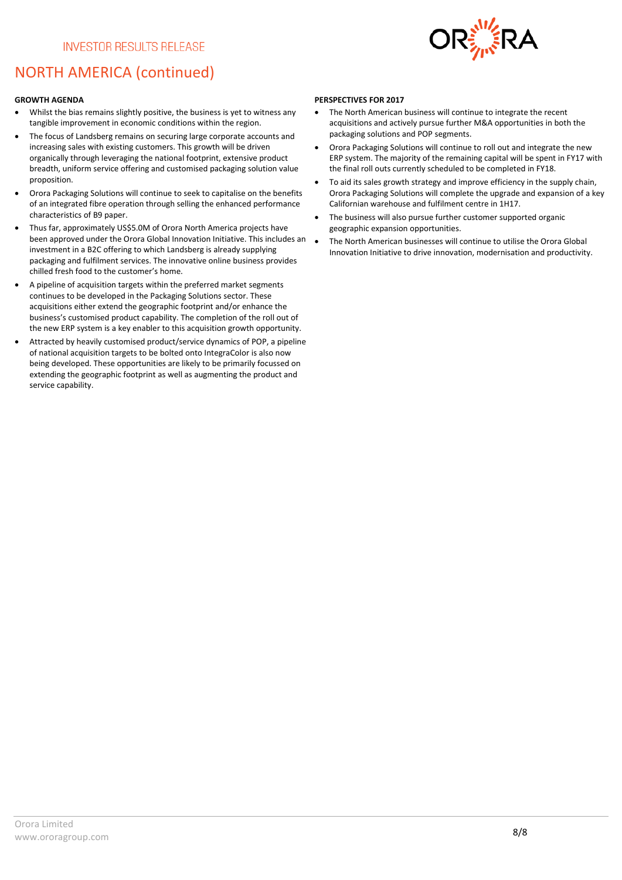# NORTH AMERICA (continued)

**GROWTH AGENDA**

- Whilst the bias remains slightly positive, the business is yet to witness any tangible improvement in economic conditions within the region.
- The focus of Landsberg remains on securing large corporate accounts and increasing sales with existing customers. This growth will be driven organically through leveraging the national footprint, extensive product breadth, uniform service offering and customised packaging solution value proposition.
- Orora Packaging Solutions will continue to seek to capitalise on the benefits of an integrated fibre operation through selling the enhanced performance characteristics of B9 paper.
- Thus far, approximately US$5.0M of Orora North America projects have been approved under the Orora Global Innovation Initiative. This includes an investment in a B2C offering to which Landsberg is already supplying packaging and fulfilment services. The innovative online business provides chilled fresh food to the customer's home.
- A pipeline of acquisition targets within the preferred market segments continues to be developed in the Packaging Solutions sector. These acquisitions either extend the geographic footprint and/or enhance the business's customised product capability. The completion of the roll out of the new ERP system is a key enabler to this acquisition growth opportunity.
- Attracted by heavily customised product/service dynamics of POP, a pipeline of national acquisition targets to be bolted onto IntegraColor is also now being developed. These opportunities are likely to be primarily focussed on extending the geographic footprint as well as augmenting the product and service capability.

**PERSPECTIVES FOR 2017**

- The North American business will continue to integrate the recent acquisitions and actively pursue further M&A opportunities in both the packaging solutions and POP segments.
- Orora Packaging Solutions will continue to roll out and integrate the new ERP system. The majority of the remaining capital will be spent in FY17 with the final roll outs currently scheduled to be completed in FY18.
- To aid its sales growth strategy and improve efficiency in the supply chain, Orora Packaging Solutions will complete the upgrade and expansion of a key Californian warehouse and fulfilment centre in 1H17.
- The business will also pursue further customer supported organic geographic expansion opportunities.
- The North American businesses will continue to utilise the Orora Global Innovation Initiative to drive innovation, modernisation and productivity.